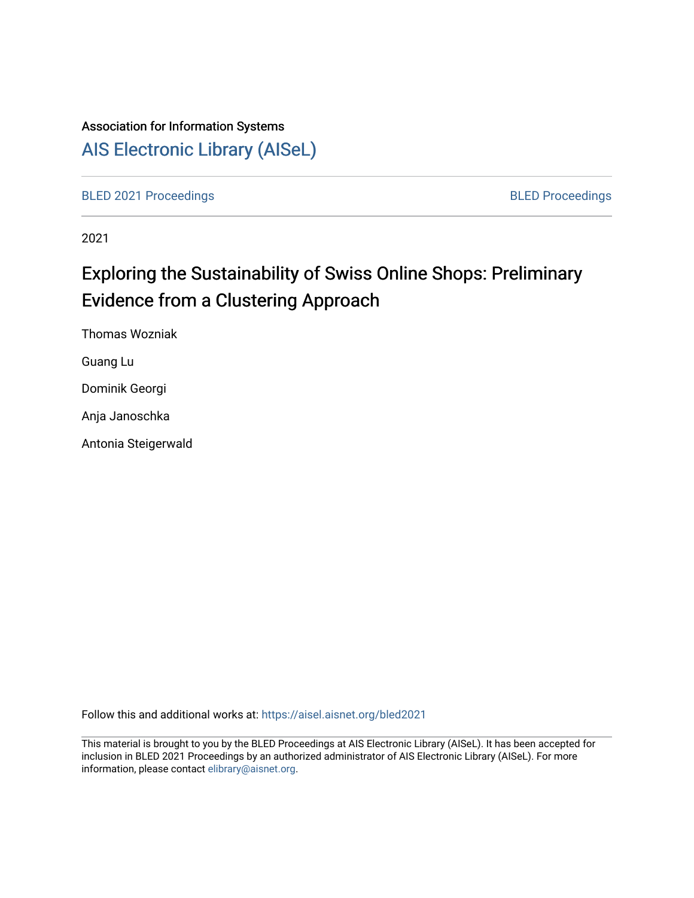Association for Information Systems

AIS Electronic Library (AISeL)

BLED 2021 Proceedings

BLED Proceedings

2021

# Exploring the Sustainability of Swiss Online Shops: Preliminary Evidence from a Clustering Approach

Thomas Wozniak

Guang Lu

Dominik Georgi

Anja Janoschka

Antonia Steigerwald

Follow this and additional works at: https://aisel.aisnet.org/bled2021

This material is brought to you by the BLED Proceedings at AIS Electronic Library (AISeL). It has been accepted for inclusion in BLED 2021 Proceedings by an authorized administrator of AIS Electronic Library (AISeL). For more information, please contact elibrary@aisnet.org.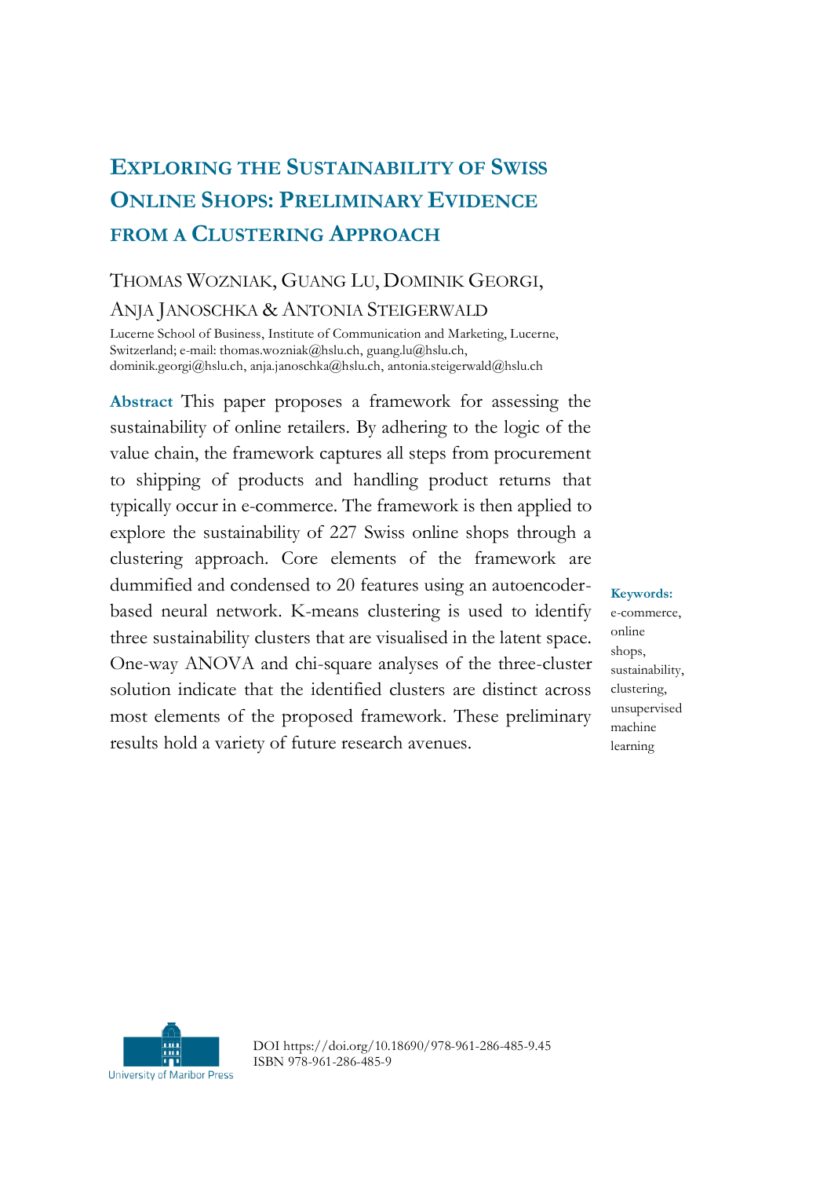# Exploring the Sustainability of Swiss Online Shops: Preliminary Evidence from a Clustering Approach

THOMAS WOZNIAK, GUANG LU, DOMINIK GEORGI, ANJA JANOSCHKA & ANTONIA STEIGERWALD

Lucerne School of Business, Institute of Communication and Marketing, Lucerne, Switzerland; e-mail: thomas.wozniak@hslu.ch, guang.lu@hslu.ch, dominik.georgi@hslu.ch, anja.janoschka@hslu.ch, antonia.steigerwald@hslu.ch

**Abstract** This paper proposes a framework for assessing the sustainability of online retailers. By adhering to the logic of the value chain, the framework captures all steps from procurement to shipping of products and handling product returns that typically occur in e-commerce. The framework is then applied to explore the sustainability of 227 Swiss online shops through a clustering approach. Core elements of the framework are dummified and condensed to 20 features using an autoencoder-based neural network. K-means clustering is used to identify three sustainability clusters that are visualised in the latent space. One-way ANOVA and chi-square analyses of the three-cluster solution indicate that the identified clusters are distinct across most elements of the proposed framework. These preliminary results hold a variety of future research avenues.

**Keywords:** e-commerce, online shops, sustainability, clustering, unsupervised machine learning

DOI https://doi.org/10.18690/978-961-286-485-9.45
ISBN 978-961-286-485-9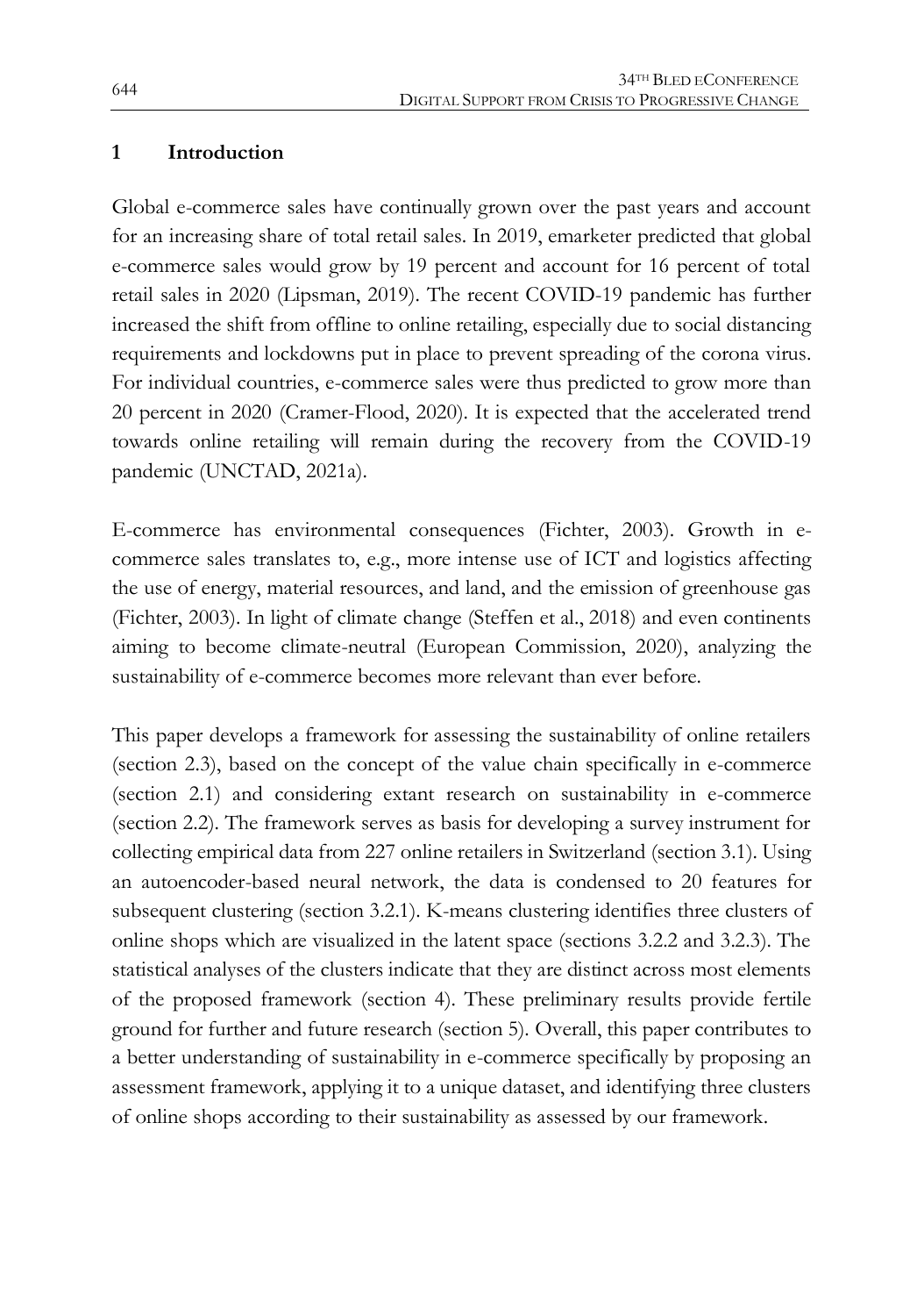## 1 Introduction

Global e-commerce sales have continually grown over the past years and account for an increasing share of total retail sales. In 2019, emarketer predicted that global e-commerce sales would grow by 19 percent and account for 16 percent of total retail sales in 2020 (Lipsman, 2019). The recent COVID-19 pandemic has further increased the shift from offline to online retailing, especially due to social distancing requirements and lockdowns put in place to prevent spreading of the corona virus. For individual countries, e-commerce sales were thus predicted to grow more than 20 percent in 2020 (Cramer-Flood, 2020). It is expected that the accelerated trend towards online retailing will remain during the recovery from the COVID-19 pandemic (UNCTAD, 2021a).

E-commerce has environmental consequences (Fichter, 2003). Growth in e-commerce sales translates to, e.g., more intense use of ICT and logistics affecting the use of energy, material resources, and land, and the emission of greenhouse gas (Fichter, 2003). In light of climate change (Steffen et al., 2018) and even continents aiming to become climate-neutral (European Commission, 2020), analyzing the sustainability of e-commerce becomes more relevant than ever before.

This paper develops a framework for assessing the sustainability of online retailers (section 2.3), based on the concept of the value chain specifically in e-commerce (section 2.1) and considering extant research on sustainability in e-commerce (section 2.2). The framework serves as basis for developing a survey instrument for collecting empirical data from 227 online retailers in Switzerland (section 3.1). Using an autoencoder-based neural network, the data is condensed to 20 features for subsequent clustering (section 3.2.1). K-means clustering identifies three clusters of online shops which are visualized in the latent space (sections 3.2.2 and 3.2.3). The statistical analyses of the clusters indicate that they are distinct across most elements of the proposed framework (section 4). These preliminary results provide fertile ground for further and future research (section 5). Overall, this paper contributes to a better understanding of sustainability in e-commerce specifically by proposing an assessment framework, applying it to a unique dataset, and identifying three clusters of online shops according to their sustainability as assessed by our framework.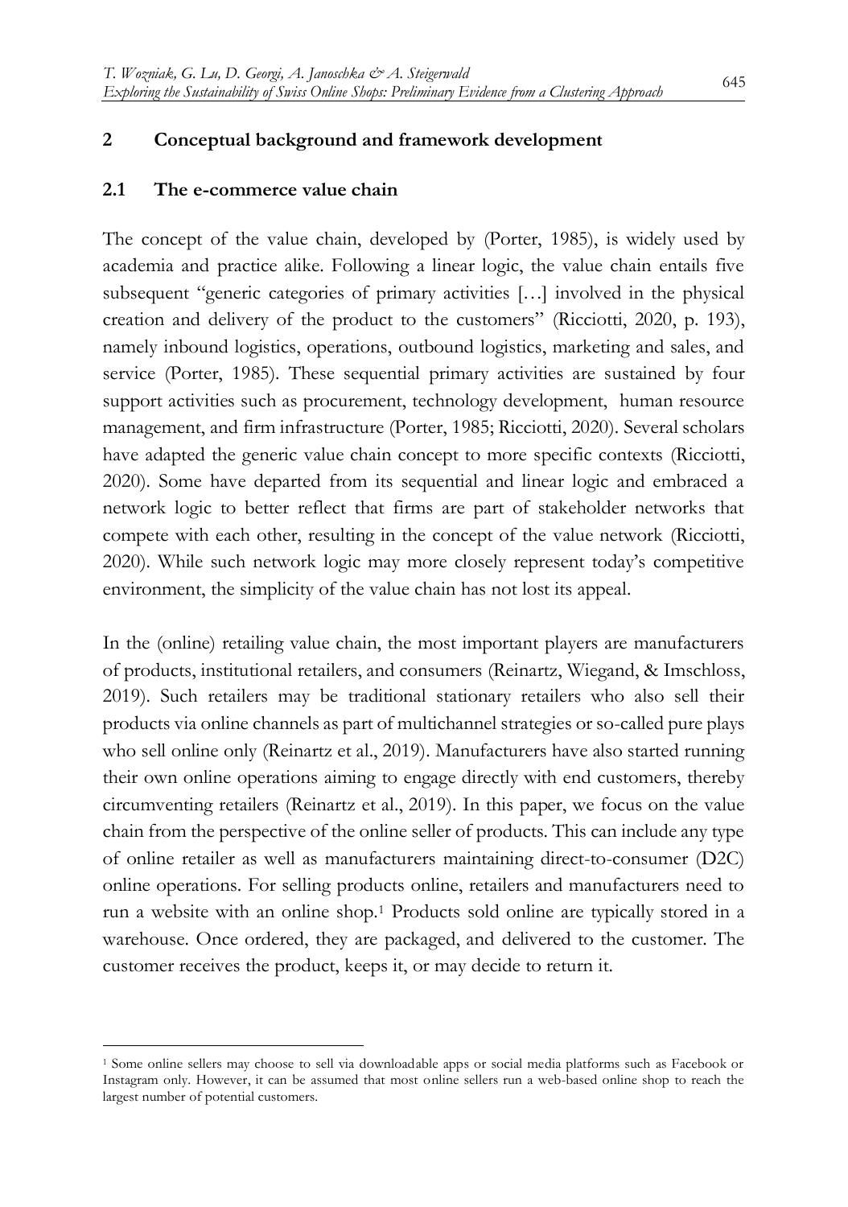## 2 Conceptual background and framework development

### 2.1 The e-commerce value chain

The concept of the value chain, developed by (Porter, 1985), is widely used by academia and practice alike. Following a linear logic, the value chain entails five subsequent "generic categories of primary activities […] involved in the physical creation and delivery of the product to the customers" (Ricciotti, 2020, p. 193), namely inbound logistics, operations, outbound logistics, marketing and sales, and service (Porter, 1985). These sequential primary activities are sustained by four support activities such as procurement, technology development, human resource management, and firm infrastructure (Porter, 1985; Ricciotti, 2020). Several scholars have adapted the generic value chain concept to more specific contexts (Ricciotti, 2020). Some have departed from its sequential and linear logic and embraced a network logic to better reflect that firms are part of stakeholder networks that compete with each other, resulting in the concept of the value network (Ricciotti, 2020). While such network logic may more closely represent today's competitive environment, the simplicity of the value chain has not lost its appeal.

In the (online) retailing value chain, the most important players are manufacturers of products, institutional retailers, and consumers (Reinartz, Wiegand, & Imschloss, 2019). Such retailers may be traditional stationary retailers who also sell their products via online channels as part of multichannel strategies or so-called pure plays who sell online only (Reinartz et al., 2019). Manufacturers have also started running their own online operations aiming to engage directly with end customers, thereby circumventing retailers (Reinartz et al., 2019). In this paper, we focus on the value chain from the perspective of the online seller of products. This can include any type of online retailer as well as manufacturers maintaining direct-to-consumer (D2C) online operations. For selling products online, retailers and manufacturers need to run a website with an online shop.[1] Products sold online are typically stored in a warehouse. Once ordered, they are packaged, and delivered to the customer. The customer receives the product, keeps it, or may decide to return it.

[1] Some online sellers may choose to sell via downloadable apps or social media platforms such as Facebook or Instagram only. However, it can be assumed that most online sellers run a web-based online shop to reach the largest number of potential customers.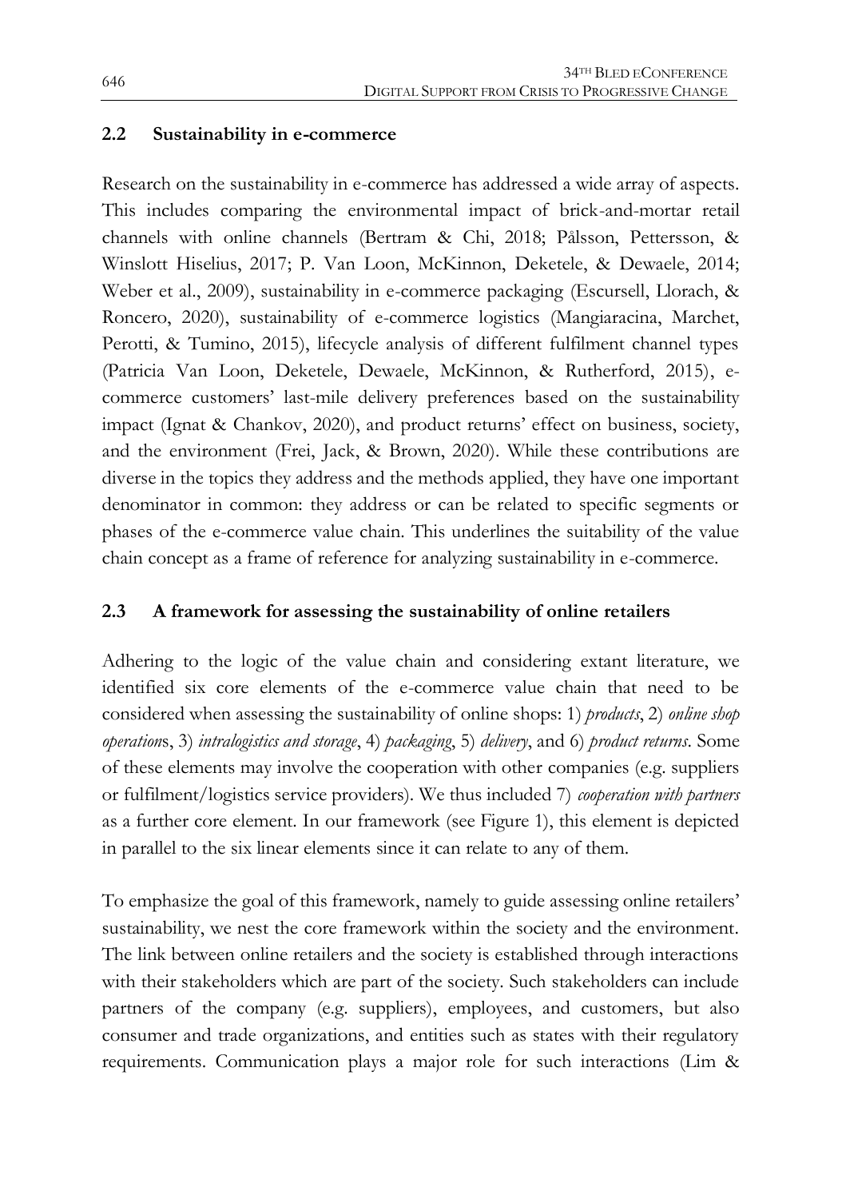## 2.2 Sustainability in e-commerce

Research on the sustainability in e-commerce has addressed a wide array of aspects. This includes comparing the environmental impact of brick-and-mortar retail channels with online channels (Bertram & Chi, 2018; Pålsson, Pettersson, & Winslott Hiselius, 2017; P. Van Loon, McKinnon, Deketele, & Dewaele, 2014; Weber et al., 2009), sustainability in e-commerce packaging (Escursell, Llorach, & Roncero, 2020), sustainability of e-commerce logistics (Mangiaracina, Marchet, Perotti, & Tumino, 2015), lifecycle analysis of different fulfilment channel types (Patricia Van Loon, Deketele, Dewaele, McKinnon, & Rutherford, 2015), e-commerce customers' last-mile delivery preferences based on the sustainability impact (Ignat & Chankov, 2020), and product returns' effect on business, society, and the environment (Frei, Jack, & Brown, 2020). While these contributions are diverse in the topics they address and the methods applied, they have one important denominator in common: they address or can be related to specific segments or phases of the e-commerce value chain. This underlines the suitability of the value chain concept as a frame of reference for analyzing sustainability in e-commerce.

## 2.3 A framework for assessing the sustainability of online retailers

Adhering to the logic of the value chain and considering extant literature, we identified six core elements of the e-commerce value chain that need to be considered when assessing the sustainability of online shops: 1) *products*, 2) *online shop operation*s, 3) *intralogistics and storage*, 4) *packaging*, 5) *delivery*, and 6) *product returns*. Some of these elements may involve the cooperation with other companies (e.g. suppliers or fulfilment/logistics service providers). We thus included 7) *cooperation with partners* as a further core element. In our framework (see Figure 1), this element is depicted in parallel to the six linear elements since it can relate to any of them.

To emphasize the goal of this framework, namely to guide assessing online retailers' sustainability, we nest the core framework within the society and the environment. The link between online retailers and the society is established through interactions with their stakeholders which are part of the society. Such stakeholders can include partners of the company (e.g. suppliers), employees, and customers, but also consumer and trade organizations, and entities such as states with their regulatory requirements. Communication plays a major role for such interactions (Lim &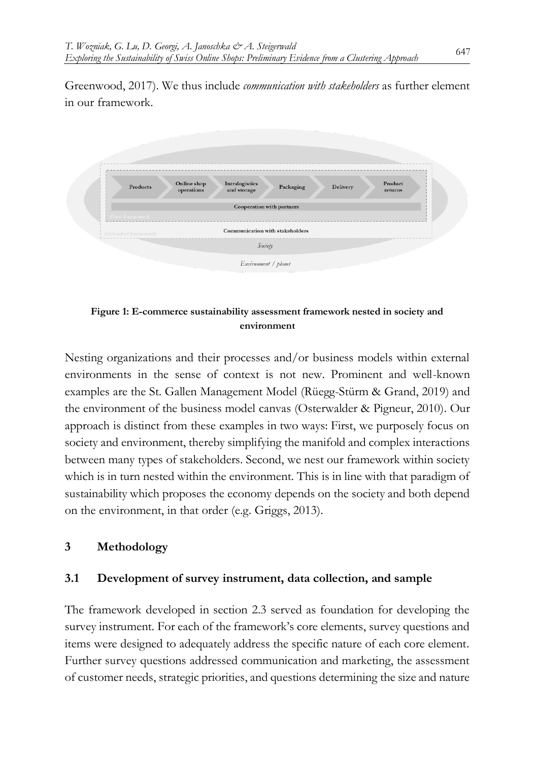Greenwood, 2017). We thus include *communication with stakeholders* as further element in our framework.

**Figure 1: E-commerce sustainability assessment framework nested in society and environment**

Nesting organizations and their processes and/or business models within external environments in the sense of context is not new. Prominent and well-known examples are the St. Gallen Management Model (Rüegg-Stürm & Grand, 2019) and the environment of the business model canvas (Osterwalder & Pigneur, 2010). Our approach is distinct from these examples in two ways: First, we purposely focus on society and environment, thereby simplifying the manifold and complex interactions between many types of stakeholders. Second, we nest our framework within society which is in turn nested within the environment. This is in line with that paradigm of sustainability which proposes the economy depends on the society and both depend on the environment, in that order (e.g. Griggs, 2013).

## 3 Methodology

### 3.1 Development of survey instrument, data collection, and sample

The framework developed in section 2.3 served as foundation for developing the survey instrument. For each of the framework's core elements, survey questions and items were designed to adequately address the specific nature of each core element. Further survey questions addressed communication and marketing, the assessment of customer needs, strategic priorities, and questions determining the size and nature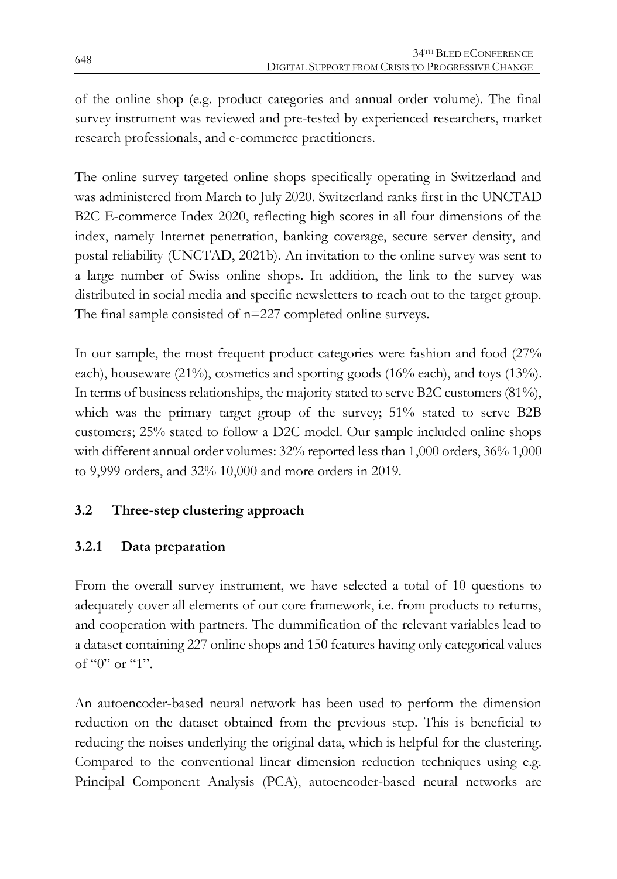of the online shop (e.g. product categories and annual order volume). The final survey instrument was reviewed and pre-tested by experienced researchers, market research professionals, and e-commerce practitioners.

The online survey targeted online shops specifically operating in Switzerland and was administered from March to July 2020. Switzerland ranks first in the UNCTAD B2C E-commerce Index 2020, reflecting high scores in all four dimensions of the index, namely Internet penetration, banking coverage, secure server density, and postal reliability (UNCTAD, 2021b). An invitation to the online survey was sent to a large number of Swiss online shops. In addition, the link to the survey was distributed in social media and specific newsletters to reach out to the target group. The final sample consisted of n=227 completed online surveys.

In our sample, the most frequent product categories were fashion and food (27% each), houseware (21%), cosmetics and sporting goods (16% each), and toys (13%). In terms of business relationships, the majority stated to serve B2C customers (81%), which was the primary target group of the survey; 51% stated to serve B2B customers; 25% stated to follow a D2C model. Our sample included online shops with different annual order volumes: 32% reported less than 1,000 orders, 36% 1,000 to 9,999 orders, and 32% 10,000 and more orders in 2019.

### 3.2 Three-step clustering approach

#### 3.2.1 Data preparation

From the overall survey instrument, we have selected a total of 10 questions to adequately cover all elements of our core framework, i.e. from products to returns, and cooperation with partners. The dummification of the relevant variables lead to a dataset containing 227 online shops and 150 features having only categorical values of "0" or "1".

An autoencoder-based neural network has been used to perform the dimension reduction on the dataset obtained from the previous step. This is beneficial to reducing the noises underlying the original data, which is helpful for the clustering. Compared to the conventional linear dimension reduction techniques using e.g. Principal Component Analysis (PCA), autoencoder-based neural networks are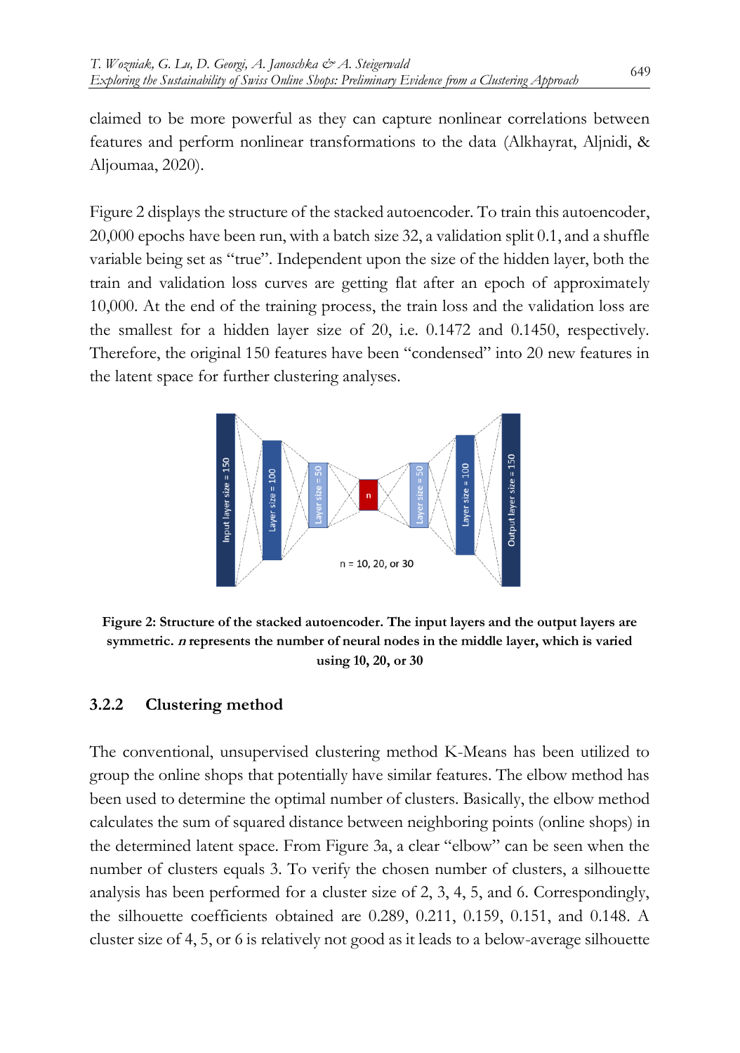claimed to be more powerful as they can capture nonlinear correlations between features and perform nonlinear transformations to the data (Alkhayrat, Aljnidi, & Aljoumaa, 2020).

Figure 2 displays the structure of the stacked autoencoder. To train this autoencoder, 20,000 epochs have been run, with a batch size 32, a validation split 0.1, and a shuffle variable being set as "true". Independent upon the size of the hidden layer, both the train and validation loss curves are getting flat after an epoch of approximately 10,000. At the end of the training process, the train loss and the validation loss are the smallest for a hidden layer size of 20, i.e. 0.1472 and 0.1450, respectively. Therefore, the original 150 features have been "condensed" into 20 new features in the latent space for further clustering analyses.

**Figure 2: Structure of the stacked autoencoder. The input layers and the output layers are symmetric. *n* represents the number of neural nodes in the middle layer, which is varied using 10, 20, or 30**

### 3.2.2 Clustering method

The conventional, unsupervised clustering method K-Means has been utilized to group the online shops that potentially have similar features. The elbow method has been used to determine the optimal number of clusters. Basically, the elbow method calculates the sum of squared distance between neighboring points (online shops) in the determined latent space. From Figure 3a, a clear "elbow" can be seen when the number of clusters equals 3. To verify the chosen number of clusters, a silhouette analysis has been performed for a cluster size of 2, 3, 4, 5, and 6. Correspondingly, the silhouette coefficients obtained are 0.289, 0.211, 0.159, 0.151, and 0.148. A cluster size of 4, 5, or 6 is relatively not good as it leads to a below-average silhouette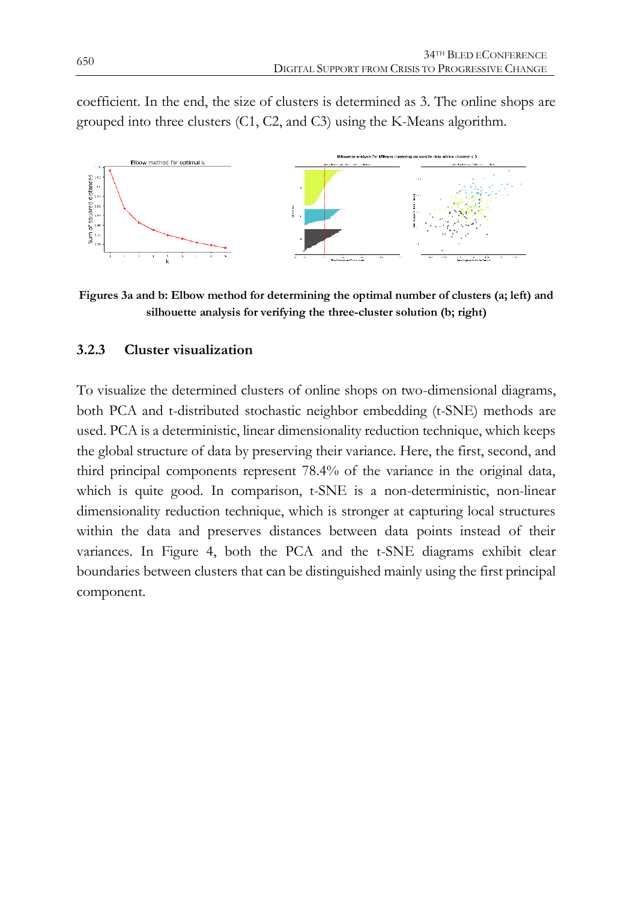coefficient. In the end, the size of clusters is determined as 3. The online shops are grouped into three clusters (C1, C2, and C3) using the K-Means algorithm.

**Figures 3a and b: Elbow method for determining the optimal number of clusters (a; left) and silhouette analysis for verifying the three-cluster solution (b; right)**

### 3.2.3 Cluster visualization

To visualize the determined clusters of online shops on two-dimensional diagrams, both PCA and t-distributed stochastic neighbor embedding (t-SNE) methods are used. PCA is a deterministic, linear dimensionality reduction technique, which keeps the global structure of data by preserving their variance. Here, the first, second, and third principal components represent 78.4% of the variance in the original data, which is quite good. In comparison, t-SNE is a non-deterministic, non-linear dimensionality reduction technique, which is stronger at capturing local structures within the data and preserves distances between data points instead of their variances. In Figure 4, both the PCA and the t-SNE diagrams exhibit clear boundaries between clusters that can be distinguished mainly using the first principal component.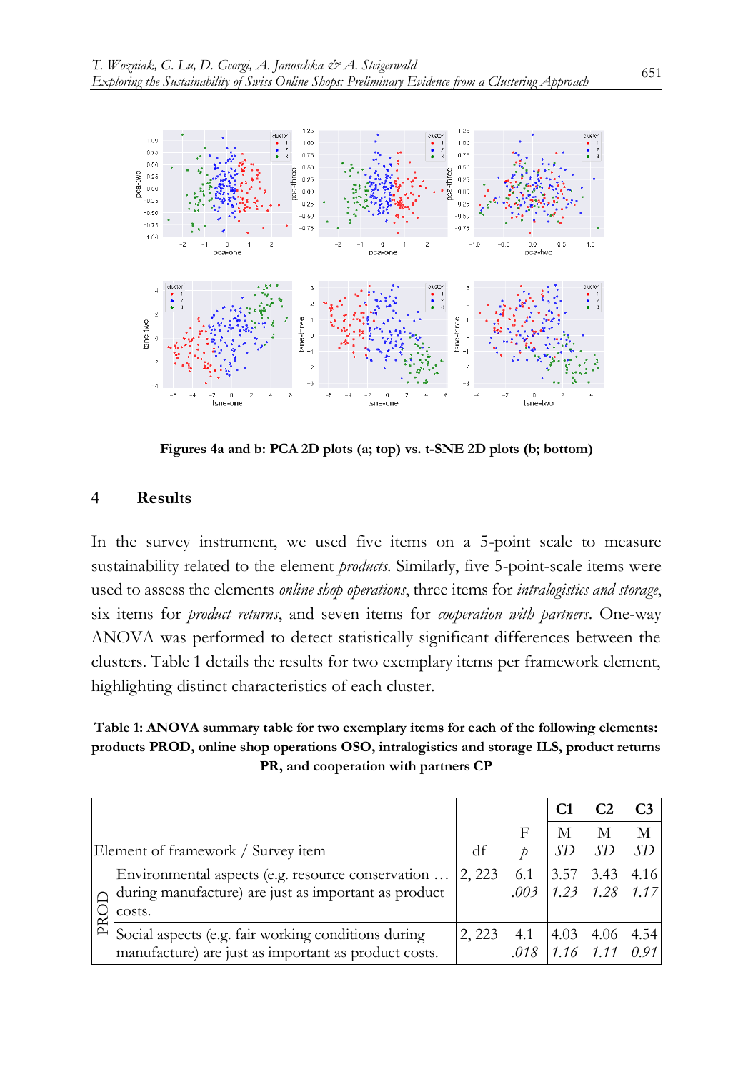Figures 4a and b: PCA 2D plots (a; top) vs. t-SNE 2D plots (b; bottom)

## 4 Results

In the survey instrument, we used five items on a 5-point scale to measure sustainability related to the element *products*. Similarly, five 5-point-scale items were used to assess the elements *online shop operations*, three items for *intralogistics and storage*, six items for *product returns*, and seven items for *cooperation with partners*. One-way ANOVA was performed to detect statistically significant differences between the clusters. Table 1 details the results for two exemplary items per framework element, highlighting distinct characteristics of each cluster.

**Table 1: ANOVA summary table for two exemplary items for each of the following elements: products PROD, online shop operations OSO, intralogistics and storage ILS, product returns PR, and cooperation with partners CP**

| Element of framework / Survey item | | df | F<br>*p* | C1<br>M<br>*SD* | C2<br>M<br>*SD* | C3<br>M<br>*SD* |
|---|---|---|---|---|---|---|
| PROD | Environmental aspects (e.g. resource conservation during manufacture) are just as important as product costs. | 2, 223 | 6.1<br>*.003* | 3.57<br>*1.23* | 3.43<br>*1.28* | 4.16<br>*1.17* |
| | Social aspects (e.g. fair working conditions during manufacture) are just as important as product costs. | 2, 223 | 4.1<br>*.018* | 4.03<br>*1.16* | 4.06<br>*1.11* | 4.54<br>*0.91* |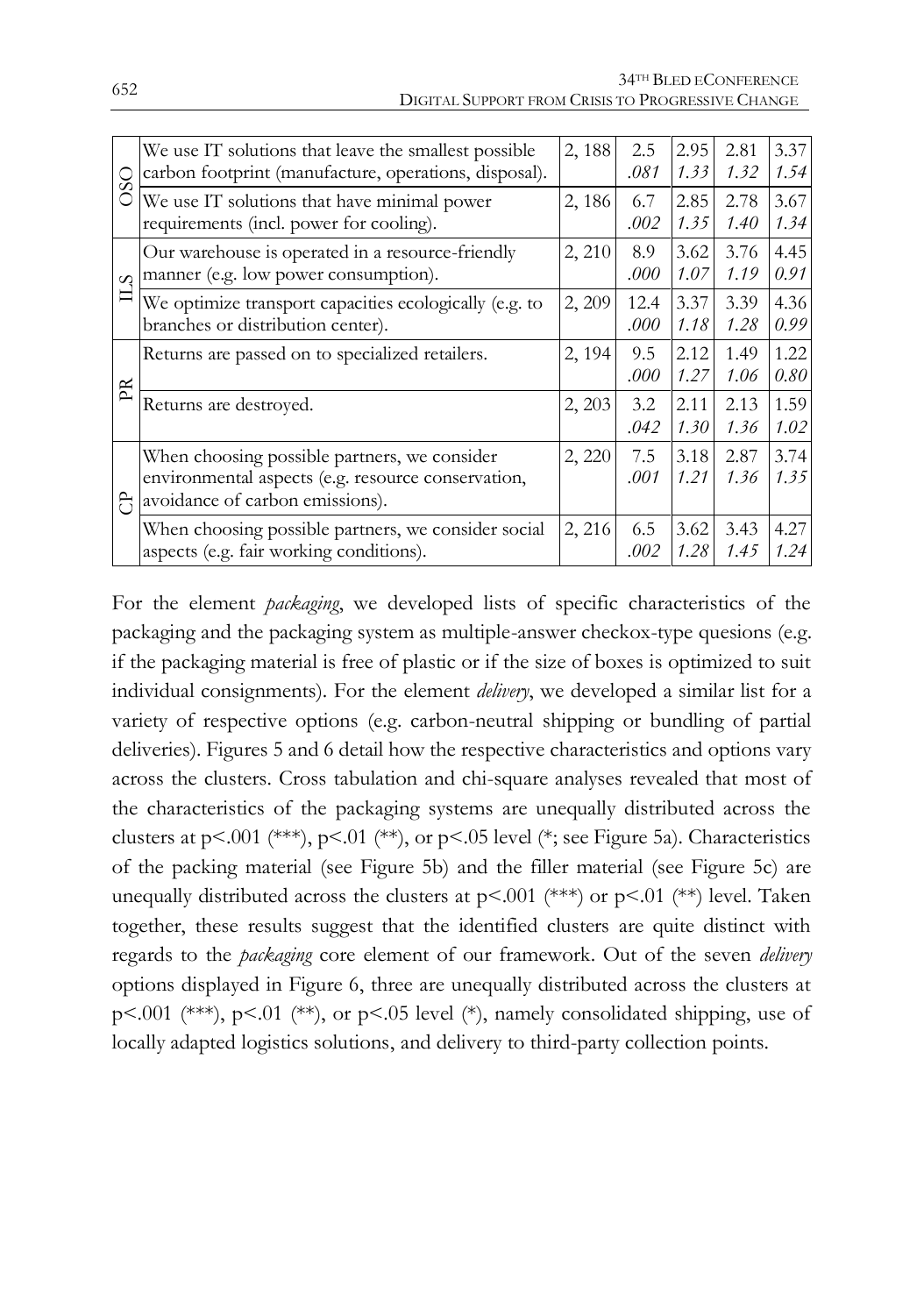| | | | | | | |
|---|---|---|---|---|---|---|
| OSO | We use IT solutions that leave the smallest possible carbon footprint (manufacture, operations, disposal). | 2, 188 | 2.5 *.081* | 2.95 *1.33* | 2.81 *1.32* | 3.37 *1.54* |
| | We use IT solutions that have minimal power requirements (incl. power for cooling). | 2, 186 | 6.7 *.002* | 2.85 *1.35* | 2.78 *1.40* | 3.67 *1.34* |
| ILS | Our warehouse is operated in a resource-friendly manner (e.g. low power consumption). | 2, 210 | 8.9 *.000* | 3.62 *1.07* | 3.76 *1.19* | 4.45 *0.91* |
| | We optimize transport capacities ecologically (e.g. to branches or distribution center). | 2, 209 | 12.4 *.000* | 3.37 *1.18* | 3.39 *1.28* | 4.36 *0.99* |
| PR | Returns are passed on to specialized retailers. | 2, 194 | 9.5 *.000* | 2.12 *1.27* | 1.49 *1.06* | 1.22 *0.80* |
| | Returns are destroyed. | 2, 203 | 3.2 *.042* | 2.11 *1.30* | 2.13 *1.36* | 1.59 *1.02* |
| CP | When choosing possible partners, we consider environmental aspects (e.g. resource conservation, avoidance of carbon emissions). | 2, 220 | 7.5 *.001* | 3.18 *1.21* | 2.87 *1.36* | 3.74 *1.35* |
| | When choosing possible partners, we consider social aspects (e.g. fair working conditions). | 2, 216 | 6.5 *.002* | 3.62 *1.28* | 3.43 *1.45* | 4.27 *1.24* |

For the element *packaging*, we developed lists of specific characteristics of the packaging and the packaging system as multiple-answer checkox-type quesions (e.g. if the packaging material is free of plastic or if the size of boxes is optimized to suit individual consignments). For the element *delivery*, we developed a similar list for a variety of respective options (e.g. carbon-neutral shipping or bundling of partial deliveries). Figures 5 and 6 detail how the respective characteristics and options vary across the clusters. Cross tabulation and chi-square analyses revealed that most of the characteristics of the packaging systems are unequally distributed across the clusters at $p<.001$ (***), $p<.01$ (**), or $p<.05$ level (*; see Figure 5a). Characteristics of the packing material (see Figure 5b) and the filler material (see Figure 5c) are unequally distributed across the clusters at $p<.001$ (***) or $p<.01$ (**) level. Taken together, these results suggest that the identified clusters are quite distinct with regards to the *packaging* core element of our framework. Out of the seven *delivery* options displayed in Figure 6, three are unequally distributed across the clusters at $p<.001$ (***), $p<.01$ (**), or $p<.05$ level (*), namely consolidated shipping, use of locally adapted logistics solutions, and delivery to third-party collection points.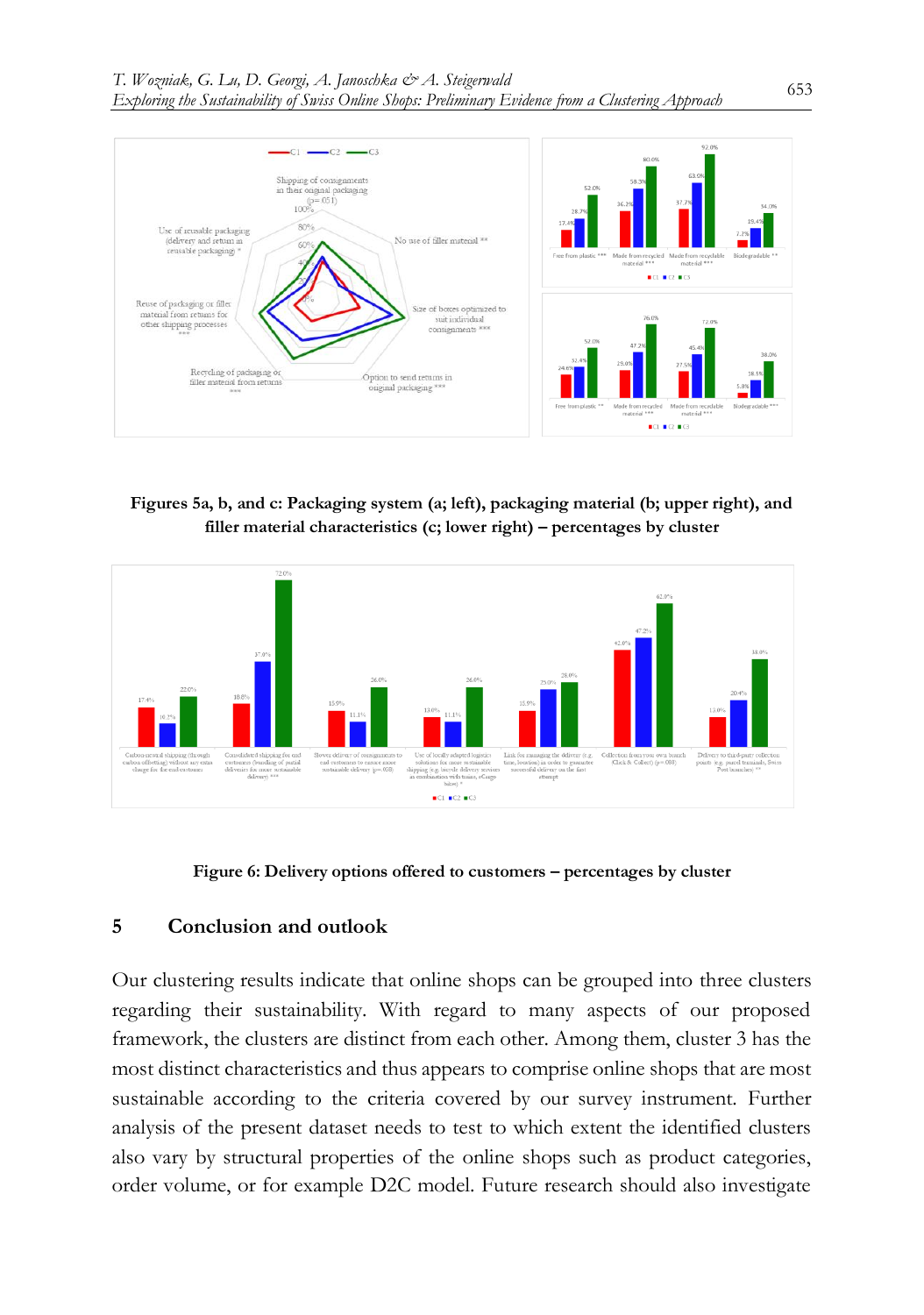**Figures 5a, b, and c: Packaging system (a; left), packaging material (b; upper right), and filler material characteristics (c; lower right) – percentages by cluster**

**Figure 6: Delivery options offered to customers – percentages by cluster**

## 5 Conclusion and outlook

Our clustering results indicate that online shops can be grouped into three clusters regarding their sustainability. With regard to many aspects of our proposed framework, the clusters are distinct from each other. Among them, cluster 3 has the most distinct characteristics and thus appears to comprise online shops that are most sustainable according to the criteria covered by our survey instrument. Further analysis of the present dataset needs to test to which extent the identified clusters also vary by structural properties of the online shops such as product categories, order volume, or for example D2C model. Future research should also investigate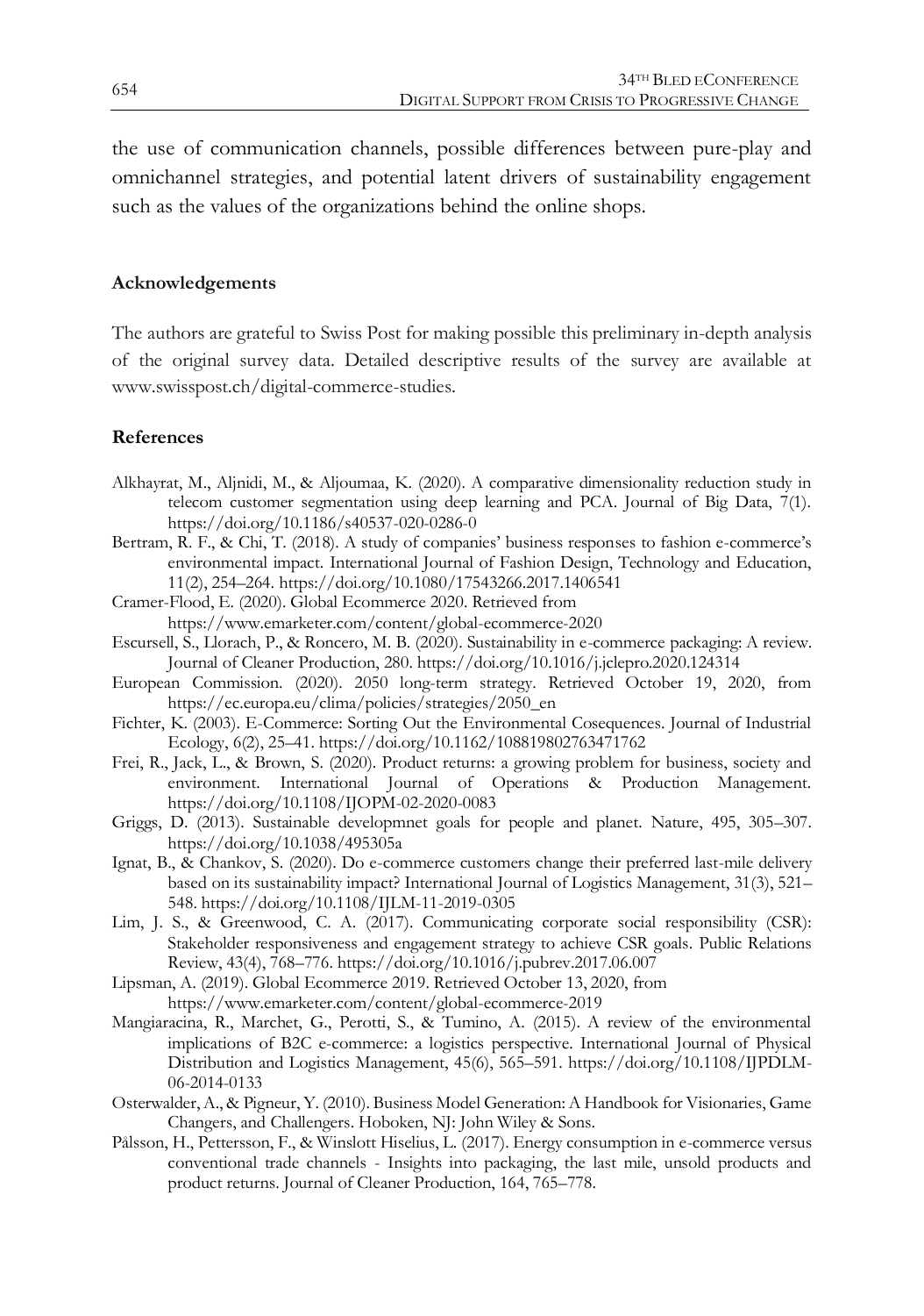the use of communication channels, possible differences between pure-play and omnichannel strategies, and potential latent drivers of sustainability engagement such as the values of the organizations behind the online shops.

## Acknowledgements

The authors are grateful to Swiss Post for making possible this preliminary in-depth analysis of the original survey data. Detailed descriptive results of the survey are available at www.swisspost.ch/digital-commerce-studies.

## References

Alkhayrat, M., Aljnidi, M., & Aljoumaa, K. (2020). A comparative dimensionality reduction study in telecom customer segmentation using deep learning and PCA. Journal of Big Data, 7(1). https://doi.org/10.1186/s40537-020-0286-0

Bertram, R. F., & Chi, T. (2018). A study of companies' business responses to fashion e-commerce's environmental impact. International Journal of Fashion Design, Technology and Education, 11(2), 254–264. https://doi.org/10.1080/17543266.2017.1406541

Cramer-Flood, E. (2020). Global Ecommerce 2020. Retrieved from https://www.emarketer.com/content/global-ecommerce-2020

Escursell, S., Llorach, P., & Roncero, M. B. (2020). Sustainability in e-commerce packaging: A review. Journal of Cleaner Production, 280. https://doi.org/10.1016/j.jclepro.2020.124314

European Commission. (2020). 2050 long-term strategy. Retrieved October 19, 2020, from https://ec.europa.eu/clima/policies/strategies/2050_en

Fichter, K. (2003). E-Commerce: Sorting Out the Environmental Cosequences. Journal of Industrial Ecology, 6(2), 25–41. https://doi.org/10.1162/108819802763471762

Frei, R., Jack, L., & Brown, S. (2020). Product returns: a growing problem for business, society and environment. International Journal of Operations & Production Management. https://doi.org/10.1108/IJOPM-02-2020-0083

Griggs, D. (2013). Sustainable developmnet goals for people and planet. Nature, 495, 305–307. https://doi.org/10.1038/495305a

Ignat, B., & Chankov, S. (2020). Do e-commerce customers change their preferred last-mile delivery based on its sustainability impact? International Journal of Logistics Management, 31(3), 521–548. https://doi.org/10.1108/IJLM-11-2019-0305

Lim, J. S., & Greenwood, C. A. (2017). Communicating corporate social responsibility (CSR): Stakeholder responsiveness and engagement strategy to achieve CSR goals. Public Relations Review, 43(4), 768–776. https://doi.org/10.1016/j.pubrev.2017.06.007

Lipsman, A. (2019). Global Ecommerce 2019. Retrieved October 13, 2020, from https://www.emarketer.com/content/global-ecommerce-2019

Mangiaracina, R., Marchet, G., Perotti, S., & Tumino, A. (2015). A review of the environmental implications of B2C e-commerce: a logistics perspective. International Journal of Physical Distribution and Logistics Management, 45(6), 565–591. https://doi.org/10.1108/IJPDLM-06-2014-0133

Osterwalder, A., & Pigneur, Y. (2010). Business Model Generation: A Handbook for Visionaries, Game Changers, and Challengers. Hoboken, NJ: John Wiley & Sons.

Pålsson, H., Pettersson, F., & Winslott Hiselius, L. (2017). Energy consumption in e-commerce versus conventional trade channels - Insights into packaging, the last mile, unsold products and product returns. Journal of Cleaner Production, 164, 765–778.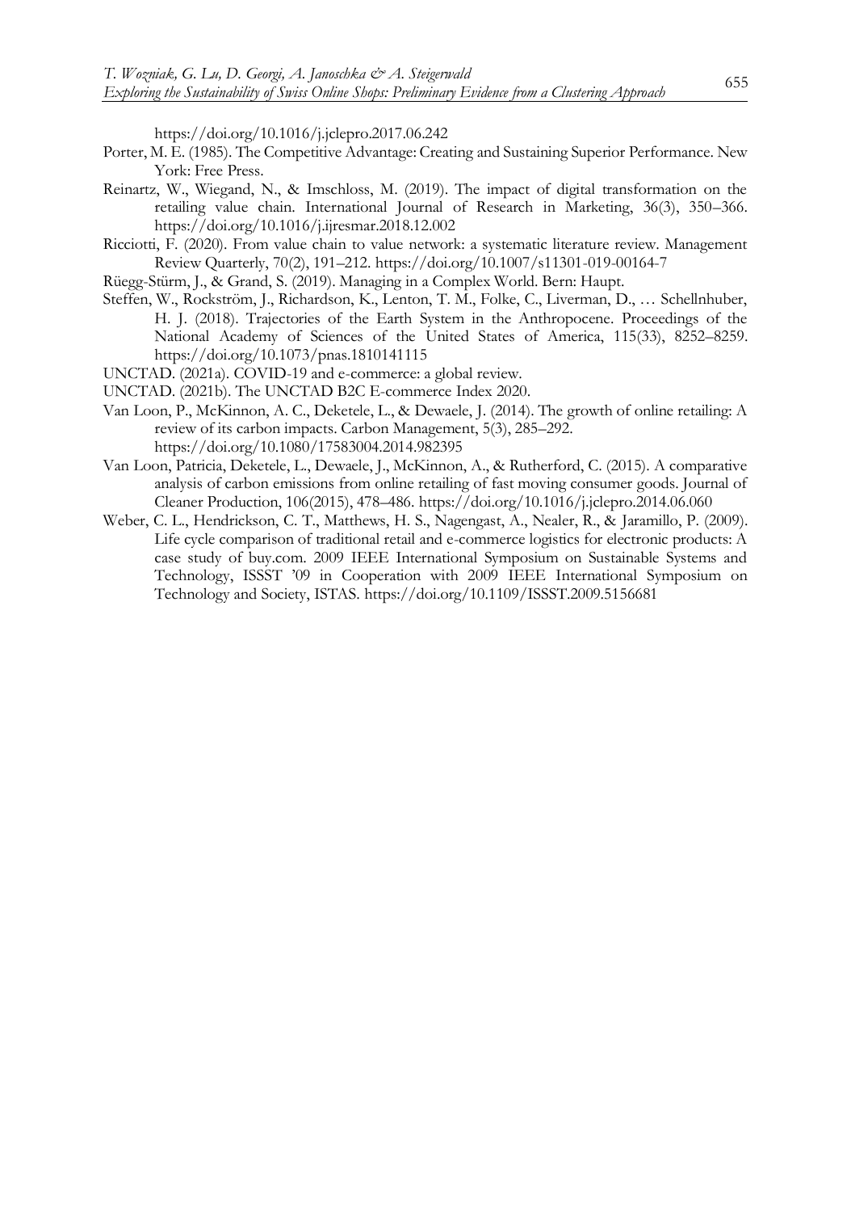https://doi.org/10.1016/j.jclepro.2017.06.242

Porter, M. E. (1985). The Competitive Advantage: Creating and Sustaining Superior Performance. New York: Free Press.

Reinartz, W., Wiegand, N., & Imschloss, M. (2019). The impact of digital transformation on the retailing value chain. International Journal of Research in Marketing, 36(3), 350–366. https://doi.org/10.1016/j.ijresmar.2018.12.002

Ricciotti, F. (2020). From value chain to value network: a systematic literature review. Management Review Quarterly, 70(2), 191–212. https://doi.org/10.1007/s11301-019-00164-7

Rüegg-Stürm, J., & Grand, S. (2019). Managing in a Complex World. Bern: Haupt.

Steffen, W., Rockström, J., Richardson, K., Lenton, T. M., Folke, C., Liverman, D., … Schellnhuber, H. J. (2018). Trajectories of the Earth System in the Anthropocene. Proceedings of the National Academy of Sciences of the United States of America, 115(33), 8252–8259. https://doi.org/10.1073/pnas.1810141115

UNCTAD. (2021a). COVID-19 and e-commerce: a global review.

UNCTAD. (2021b). The UNCTAD B2C E-commerce Index 2020.

Van Loon, P., McKinnon, A. C., Deketele, L., & Dewaele, J. (2014). The growth of online retailing: A review of its carbon impacts. Carbon Management, 5(3), 285–292. https://doi.org/10.1080/17583004.2014.982395

Van Loon, Patricia, Deketele, L., Dewaele, J., McKinnon, A., & Rutherford, C. (2015). A comparative analysis of carbon emissions from online retailing of fast moving consumer goods. Journal of Cleaner Production, 106(2015), 478–486. https://doi.org/10.1016/j.jclepro.2014.06.060

Weber, C. L., Hendrickson, C. T., Matthews, H. S., Nagengast, A., Nealer, R., & Jaramillo, P. (2009). Life cycle comparison of traditional retail and e-commerce logistics for electronic products: A case study of buy.com. 2009 IEEE International Symposium on Sustainable Systems and Technology, ISSST '09 in Cooperation with 2009 IEEE International Symposium on Technology and Society, ISTAS. https://doi.org/10.1109/ISSST.2009.5156681